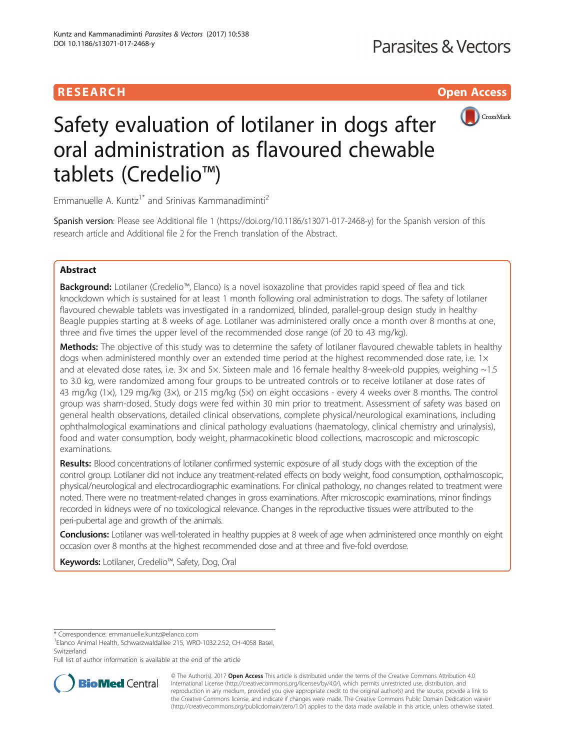RESEARCH Open Access

# Safety evaluation of lotilaner in dogs after oral administration as flavoured chewable tablets (Credelio™)

Emmanuelle A. Kuntz[1*] and Srinivas Kammanadiminti[2]

Spanish version: Please see Additional file 1 (https://doi.org/10.1186/s13071-017-2468-y) for the Spanish version of this research article and Additional file 2 for the French translation of the Abstract.

## Abstract

**Background:** Lotilaner (Credelio™, Elanco) is a novel isoxazoline that provides rapid speed of flea and tick knockdown which is sustained for at least 1 month following oral administration to dogs. The safety of lotilaner flavoured chewable tablets was investigated in a randomized, blinded, parallel-group design study in healthy Beagle puppies starting at 8 weeks of age. Lotilaner was administered orally once a month over 8 months at one, three and five times the upper level of the recommended dose range (of 20 to 43 mg/kg).

**Methods:** The objective of this study was to determine the safety of lotilaner flavoured chewable tablets in healthy dogs when administered monthly over an extended time period at the highest recommended dose rate, i.e. 1× and at elevated dose rates, i.e. 3× and 5×. Sixteen male and 16 female healthy 8-week-old puppies, weighing ~1.5 to 3.0 kg, were randomized among four groups to be untreated controls or to receive lotilaner at dose rates of 43 mg/kg (1×), 129 mg/kg (3×), or 215 mg/kg (5×) on eight occasions - every 4 weeks over 8 months. The control group was sham-dosed. Study dogs were fed within 30 min prior to treatment. Assessment of safety was based on general health observations, detailed clinical observations, complete physical/neurological examinations, including ophthalmological examinations and clinical pathology evaluations (haematology, clinical chemistry and urinalysis), food and water consumption, body weight, pharmacokinetic blood collections, macroscopic and microscopic examinations.

**Results:** Blood concentrations of lotilaner confirmed systemic exposure of all study dogs with the exception of the control group. Lotilaner did not induce any treatment-related effects on body weight, food consumption, opthalmoscopic, physical/neurological and electrocardiographic examinations. For clinical pathology, no changes related to treatment were noted. There were no treatment-related changes in gross examinations. After microscopic examinations, minor findings recorded in kidneys were of no toxicological relevance. Changes in the reproductive tissues were attributed to the peri-pubertal age and growth of the animals.

**Conclusions:** Lotilaner was well-tolerated in healthy puppies at 8 week of age when administered once monthly on eight occasion over 8 months at the highest recommended dose and at three and five-fold overdose.

**Keywords:** Lotilaner, Credelio™, Safety, Dog, Oral

---

* Correspondence: emmanuelle.kuntz@elanco.com
[1]Elanco Animal Health, Schwarzwaldallee 215, WRO-1032.2.52, CH-4058 Basel, Switzerland
Full list of author information is available at the end of the article

© The Author(s). 2017 **Open Access** This article is distributed under the terms of the Creative Commons Attribution 4.0 International License (http://creativecommons.org/licenses/by/4.0/), which permits unrestricted use, distribution, and reproduction in any medium, provided you give appropriate credit to the original author(s) and the source, provide a link to the Creative Commons license, and indicate if changes were made. The Creative Commons Public Domain Dedication waiver (http://creativecommons.org/publicdomain/zero/1.0/) applies to the data made available in this article, unless otherwise stated.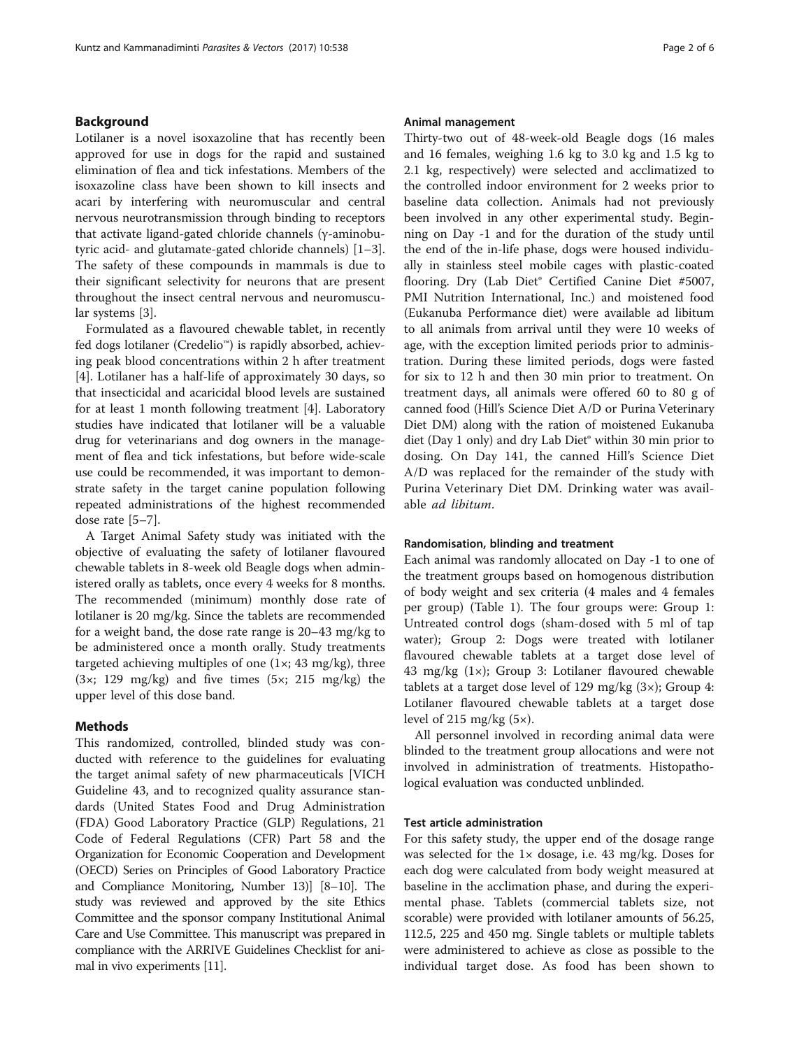## Background

Lotilaner is a novel isoxazoline that has recently been approved for use in dogs for the rapid and sustained elimination of flea and tick infestations. Members of the isoxazoline class have been shown to kill insects and acari by interfering with neuromuscular and central nervous neurotransmission through binding to receptors that activate ligand-gated chloride channels (γ-aminobutyric acid- and glutamate-gated chloride channels) [1–3]. The safety of these compounds in mammals is due to their significant selectivity for neurons that are present throughout the insect central nervous and neuromuscular systems [3].

Formulated as a flavoured chewable tablet, in recently fed dogs lotilaner (Credelio™) is rapidly absorbed, achieving peak blood concentrations within 2 h after treatment [4]. Lotilaner has a half-life of approximately 30 days, so that insecticidal and acaricidal blood levels are sustained for at least 1 month following treatment [4]. Laboratory studies have indicated that lotilaner will be a valuable drug for veterinarians and dog owners in the management of flea and tick infestations, but before wide-scale use could be recommended, it was important to demonstrate safety in the target canine population following repeated administrations of the highest recommended dose rate [5–7].

A Target Animal Safety study was initiated with the objective of evaluating the safety of lotilaner flavoured chewable tablets in 8-week old Beagle dogs when administered orally as tablets, once every 4 weeks for 8 months. The recommended (minimum) monthly dose rate of lotilaner is 20 mg/kg. Since the tablets are recommended for a weight band, the dose rate range is 20–43 mg/kg to be administered once a month orally. Study treatments targeted achieving multiples of one (1×; 43 mg/kg), three (3×; 129 mg/kg) and five times (5×; 215 mg/kg) the upper level of this dose band.

## Methods

This randomized, controlled, blinded study was conducted with reference to the guidelines for evaluating the target animal safety of new pharmaceuticals [VICH Guideline 43, and to recognized quality assurance standards (United States Food and Drug Administration (FDA) Good Laboratory Practice (GLP) Regulations, 21 Code of Federal Regulations (CFR) Part 58 and the Organization for Economic Cooperation and Development (OECD) Series on Principles of Good Laboratory Practice and Compliance Monitoring, Number 13)] [8–10]. The study was reviewed and approved by the site Ethics Committee and the sponsor company Institutional Animal Care and Use Committee. This manuscript was prepared in compliance with the ARRIVE Guidelines Checklist for animal in vivo experiments [11].

### Animal management

Thirty-two out of 48-week-old Beagle dogs (16 males and 16 females, weighing 1.6 kg to 3.0 kg and 1.5 kg to 2.1 kg, respectively) were selected and acclimatized to the controlled indoor environment for 2 weeks prior to baseline data collection. Animals had not previously been involved in any other experimental study. Beginning on Day -1 and for the duration of the study until the end of the in-life phase, dogs were housed individually in stainless steel mobile cages with plastic-coated flooring. Dry (Lab Diet® Certified Canine Diet #5007, PMI Nutrition International, Inc.) and moistened food (Eukanuba Performance diet) were available ad libitum to all animals from arrival until they were 10 weeks of age, with the exception limited periods prior to administration. During these limited periods, dogs were fasted for six to 12 h and then 30 min prior to treatment. On treatment days, all animals were offered 60 to 80 g of canned food (Hill's Science Diet A/D or Purina Veterinary Diet DM) along with the ration of moistened Eukanuba diet (Day 1 only) and dry Lab Diet® within 30 min prior to dosing. On Day 141, the canned Hill's Science Diet A/D was replaced for the remainder of the study with Purina Veterinary Diet DM. Drinking water was available *ad libitum*.

### Randomisation, blinding and treatment

Each animal was randomly allocated on Day -1 to one of the treatment groups based on homogenous distribution of body weight and sex criteria (4 males and 4 females per group) (Table 1). The four groups were: Group 1: Untreated control dogs (sham-dosed with 5 ml of tap water); Group 2: Dogs were treated with lotilaner flavoured chewable tablets at a target dose level of 43 mg/kg (1×); Group 3: Lotilaner flavoured chewable tablets at a target dose level of 129 mg/kg (3×); Group 4: Lotilaner flavoured chewable tablets at a target dose level of 215 mg/kg (5×).

All personnel involved in recording animal data were blinded to the treatment group allocations and were not involved in administration of treatments. Histopathological evaluation was conducted unblinded.

### Test article administration

For this safety study, the upper end of the dosage range was selected for the 1× dosage, i.e. 43 mg/kg. Doses for each dog were calculated from body weight measured at baseline in the acclimation phase, and during the experimental phase. Tablets (commercial tablets size, not scorable) were provided with lotilaner amounts of 56.25, 112.5, 225 and 450 mg. Single tablets or multiple tablets were administered to achieve as close as possible to the individual target dose. As food has been shown to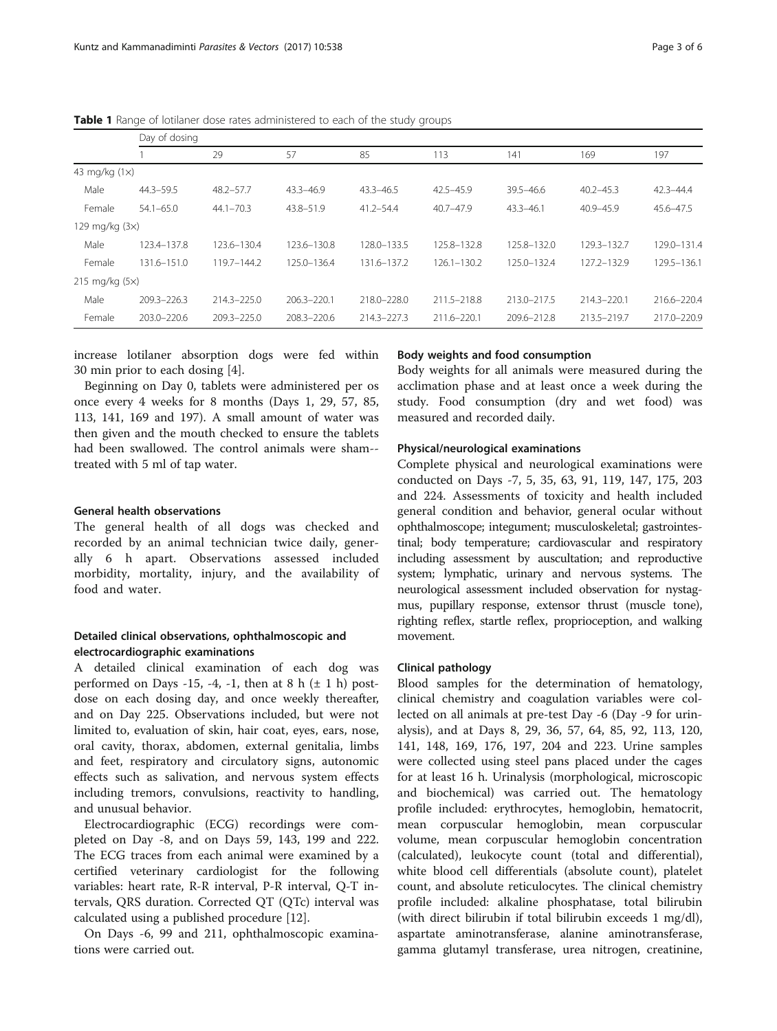**Table 1** Range of lotilaner dose rates administered to each of the study groups

| | Day of dosing | | | | | | | |
|---|---|---|---|---|---|---|---|---|
| | 1 | 29 | 57 | 85 | 113 | 141 | 169 | 197 |
| 43 mg/kg (1×) | | | | | | | | |
| Male | 44.3–59.5 | 48.2–57.7 | 43.3–46.9 | 43.3–46.5 | 42.5–45.9 | 39.5–46.6 | 40.2–45.3 | 42.3–44.4 |
| Female | 54.1–65.0 | 44.1–70.3 | 43.8–51.9 | 41.2–54.4 | 40.7–47.9 | 43.3–46.1 | 40.9–45.9 | 45.6–47.5 |
| 129 mg/kg (3×) | | | | | | | | |
| Male | 123.4–137.8 | 123.6–130.4 | 123.6–130.8 | 128.0–133.5 | 125.8–132.8 | 125.8–132.0 | 129.3–132.7 | 129.0–131.4 |
| Female | 131.6–151.0 | 119.7–144.2 | 125.0–136.4 | 131.6–137.2 | 126.1–130.2 | 125.0–132.4 | 127.2–132.9 | 129.5–136.1 |
| 215 mg/kg (5×) | | | | | | | | |
| Male | 209.3–226.3 | 214.3–225.0 | 206.3–220.1 | 218.0–228.0 | 211.5–218.8 | 213.0–217.5 | 214.3–220.1 | 216.6–220.4 |
| Female | 203.0–220.6 | 209.3–225.0 | 208.3–220.6 | 214.3–227.3 | 211.6–220.1 | 209.6–212.8 | 213.5–219.7 | 217.0–220.9 |

increase lotilaner absorption dogs were fed within 30 min prior to each dosing [4].

Beginning on Day 0, tablets were administered per os once every 4 weeks for 8 months (Days 1, 29, 57, 85, 113, 141, 169 and 197). A small amount of water was then given and the mouth checked to ensure the tablets had been swallowed. The control animals were sham--treated with 5 ml of tap water.

### General health observations

The general health of all dogs was checked and recorded by an animal technician twice daily, generally 6 h apart. Observations assessed included morbidity, mortality, injury, and the availability of food and water.

### Detailed clinical observations, ophthalmoscopic and electrocardiographic examinations

A detailed clinical examination of each dog was performed on Days -15, -4, -1, then at 8 h (± 1 h) post-dose on each dosing day, and once weekly thereafter, and on Day 225. Observations included, but were not limited to, evaluation of skin, hair coat, eyes, ears, nose, oral cavity, thorax, abdomen, external genitalia, limbs and feet, respiratory and circulatory signs, autonomic effects such as salivation, and nervous system effects including tremors, convulsions, reactivity to handling, and unusual behavior.

Electrocardiographic (ECG) recordings were completed on Day -8, and on Days 59, 143, 199 and 222. The ECG traces from each animal were examined by a certified veterinary cardiologist for the following variables: heart rate, R-R interval, P-R interval, Q-T intervals, QRS duration. Corrected QT (QTc) interval was calculated using a published procedure [12].

On Days -6, 99 and 211, ophthalmoscopic examinations were carried out.

### Body weights and food consumption

Body weights for all animals were measured during the acclimation phase and at least once a week during the study. Food consumption (dry and wet food) was measured and recorded daily.

### Physical/neurological examinations

Complete physical and neurological examinations were conducted on Days -7, 5, 35, 63, 91, 119, 147, 175, 203 and 224. Assessments of toxicity and health included general condition and behavior, general ocular without ophthalmoscope; integument; musculoskeletal; gastrointestinal; body temperature; cardiovascular and respiratory including assessment by auscultation; and reproductive system; lymphatic, urinary and nervous systems. The neurological assessment included observation for nystagmus, pupillary response, extensor thrust (muscle tone), righting reflex, startle reflex, proprioception, and walking movement.

### Clinical pathology

Blood samples for the determination of hematology, clinical chemistry and coagulation variables were collected on all animals at pre-test Day -6 (Day -9 for urinalysis), and at Days 8, 29, 36, 57, 64, 85, 92, 113, 120, 141, 148, 169, 176, 197, 204 and 223. Urine samples were collected using steel pans placed under the cages for at least 16 h. Urinalysis (morphological, microscopic and biochemical) was carried out. The hematology profile included: erythrocytes, hemoglobin, hematocrit, mean corpuscular hemoglobin, mean corpuscular volume, mean corpuscular hemoglobin concentration (calculated), leukocyte count (total and differential), white blood cell differentials (absolute count), platelet count, and absolute reticulocytes. The clinical chemistry profile included: alkaline phosphatase, total bilirubin (with direct bilirubin if total bilirubin exceeds 1 mg/dl), aspartate aminotransferase, alanine aminotransferase, gamma glutamyl transferase, urea nitrogen, creatinine,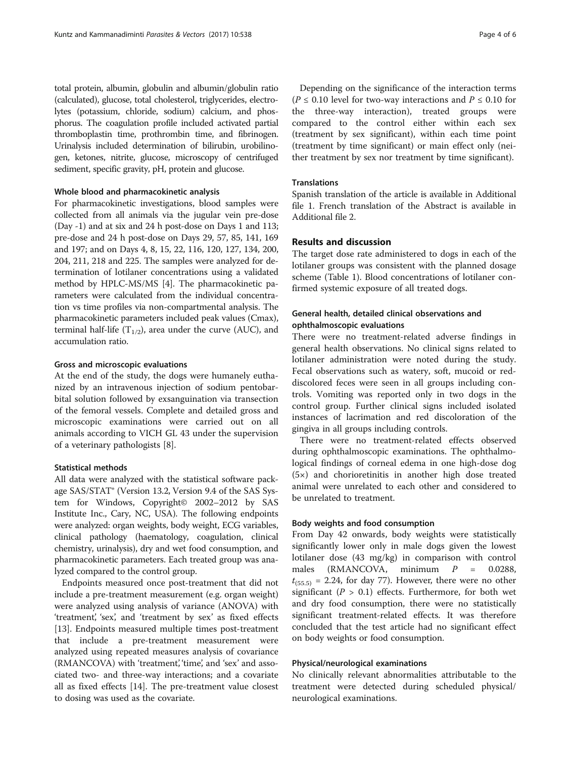total protein, albumin, globulin and albumin/globulin ratio (calculated), glucose, total cholesterol, triglycerides, electrolytes (potassium, chloride, sodium) calcium, and phosphorus. The coagulation profile included activated partial thromboplastin time, prothrombin time, and fibrinogen. Urinalysis included determination of bilirubin, urobilinogen, ketones, nitrite, glucose, microscopy of centrifuged sediment, specific gravity, pH, protein and glucose.

#### Whole blood and pharmacokinetic analysis

For pharmacokinetic investigations, blood samples were collected from all animals via the jugular vein pre-dose (Day -1) and at six and 24 h post-dose on Days 1 and 113; pre-dose and 24 h post-dose on Days 29, 57, 85, 141, 169 and 197; and on Days 4, 8, 15, 22, 116, 120, 127, 134, 200, 204, 211, 218 and 225. The samples were analyzed for determination of lotilaner concentrations using a validated method by HPLC-MS/MS [4]. The pharmacokinetic parameters were calculated from the individual concentration vs time profiles via non-compartmental analysis. The pharmacokinetic parameters included peak values (Cmax), terminal half-life ($T_{1/2}$), area under the curve (AUC), and accumulation ratio.

#### Gross and microscopic evaluations

At the end of the study, the dogs were humanely euthanized by an intravenous injection of sodium pentobarbital solution followed by exsanguination via transection of the femoral vessels. Complete and detailed gross and microscopic examinations were carried out on all animals according to VICH GL 43 under the supervision of a veterinary pathologists [8].

#### Statistical methods

All data were analyzed with the statistical software package SAS/STAT® (Version 13.2, Version 9.4 of the SAS System for Windows, Copyright© 2002–2012 by SAS Institute Inc., Cary, NC, USA). The following endpoints were analyzed: organ weights, body weight, ECG variables, clinical pathology (haematology, coagulation, clinical chemistry, urinalysis), dry and wet food consumption, and pharmacokinetic parameters. Each treated group was analyzed compared to the control group.

Endpoints measured once post-treatment that did not include a pre-treatment measurement (e.g. organ weight) were analyzed using analysis of variance (ANOVA) with 'treatment', 'sex', and 'treatment by sex' as fixed effects [13]. Endpoints measured multiple times post-treatment that include a pre-treatment measurement were analyzed using repeated measures analysis of covariance (RMANCOVA) with 'treatment', 'time', and 'sex' and associated two- and three-way interactions; and a covariate all as fixed effects [14]. The pre-treatment value closest to dosing was used as the covariate.

Depending on the significance of the interaction terms ($P \leq 0.10$ level for two-way interactions and $P \leq 0.10$ for the three-way interaction), treated groups were compared to the control either within each sex (treatment by sex significant), within each time point (treatment by time significant) or main effect only (neither treatment by sex nor treatment by time significant).

#### Translations

Spanish translation of the article is available in Additional file 1. French translation of the Abstract is available in Additional file 2.

## Results and discussion

The target dose rate administered to dogs in each of the lotilaner groups was consistent with the planned dosage scheme (Table 1). Blood concentrations of lotilaner confirmed systemic exposure of all treated dogs.

#### General health, detailed clinical observations and ophthalmoscopic evaluations

There were no treatment-related adverse findings in general health observations. No clinical signs related to lotilaner administration were noted during the study. Fecal observations such as watery, soft, mucoid or red-discolored feces were seen in all groups including controls. Vomiting was reported only in two dogs in the control group. Further clinical signs included isolated instances of lacrimation and red discoloration of the gingiva in all groups including controls.

There were no treatment-related effects observed during ophthalmoscopic examinations. The ophthalmological findings of corneal edema in one high-dose dog (5×) and chorioretinitis in another high dose treated animal were unrelated to each other and considered to be unrelated to treatment.

#### Body weights and food consumption

From Day 42 onwards, body weights were statistically significantly lower only in male dogs given the lowest lotilaner dose (43 mg/kg) in comparison with control males (RMANCOVA, minimum $P = 0.0288$, $t_{(55.5)} = 2.24$, for day 77). However, there were no other significant ($P > 0.1$) effects. Furthermore, for both wet and dry food consumption, there were no statistically significant treatment-related effects. It was therefore concluded that the test article had no significant effect on body weights or food consumption.

#### Physical/neurological examinations

No clinically relevant abnormalities attributable to the treatment were detected during scheduled physical/neurological examinations.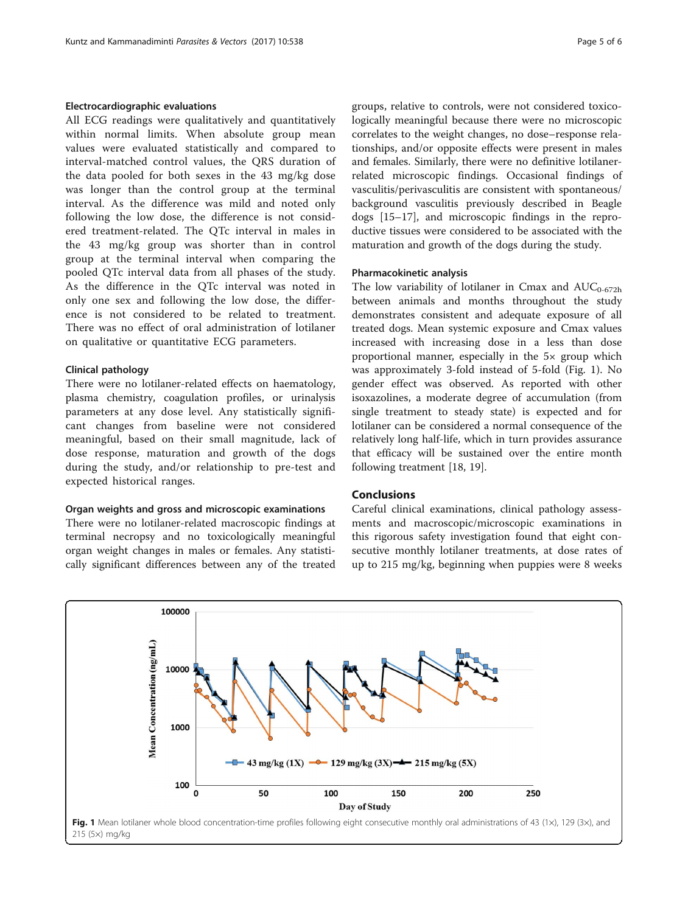### Electrocardiographic evaluations

All ECG readings were qualitatively and quantitatively within normal limits. When absolute group mean values were evaluated statistically and compared to interval-matched control values, the QRS duration of the data pooled for both sexes in the 43 mg/kg dose was longer than the control group at the terminal interval. As the difference was mild and noted only following the low dose, the difference is not considered treatment-related. The QTc interval in males in the 43 mg/kg group was shorter than in control group at the terminal interval when comparing the pooled QTc interval data from all phases of the study. As the difference in the QTc interval was noted in only one sex and following the low dose, the difference is not considered to be related to treatment. There was no effect of oral administration of lotilaner on qualitative or quantitative ECG parameters.

### Clinical pathology

There were no lotilaner-related effects on haematology, plasma chemistry, coagulation profiles, or urinalysis parameters at any dose level. Any statistically significant changes from baseline were not considered meaningful, based on their small magnitude, lack of dose response, maturation and growth of the dogs during the study, and/or relationship to pre-test and expected historical ranges.

### Organ weights and gross and microscopic examinations

There were no lotilaner-related macroscopic findings at terminal necropsy and no toxicologically meaningful organ weight changes in males or females. Any statistically significant differences between any of the treated groups, relative to controls, were not considered toxicologically meaningful because there were no microscopic correlates to the weight changes, no dose–response relationships, and/or opposite effects were present in males and females. Similarly, there were no definitive lotilaner-related microscopic findings. Occasional findings of vasculitis/perivasculitis are consistent with spontaneous/background vasculitis previously described in Beagle dogs [15–17], and microscopic findings in the reproductive tissues were considered to be associated with the maturation and growth of the dogs during the study.

### Pharmacokinetic analysis

The low variability of lotilaner in Cmax and $AUC_{0\text{-}672h}$ between animals and months throughout the study demonstrates consistent and adequate exposure of all treated dogs. Mean systemic exposure and Cmax values increased with increasing dose in a less than dose proportional manner, especially in the 5× group which was approximately 3-fold instead of 5-fold (Fig. 1). No gender effect was observed. As reported with other isoxazolines, a moderate degree of accumulation (from single treatment to steady state) is expected and for lotilaner can be considered a normal consequence of the relatively long half-life, which in turn provides assurance that efficacy will be sustained over the entire month following treatment [18, 19].

## Conclusions

Careful clinical examinations, clinical pathology assessments and macroscopic/microscopic examinations in this rigorous safety investigation found that eight consecutive monthly lotilaner treatments, at dose rates of up to 215 mg/kg, beginning when puppies were 8 weeks

**Fig. 1** Mean lotilaner whole blood concentration-time profiles following eight consecutive monthly oral administrations of 43 (1×), 129 (3×), and 215 (5×) mg/kg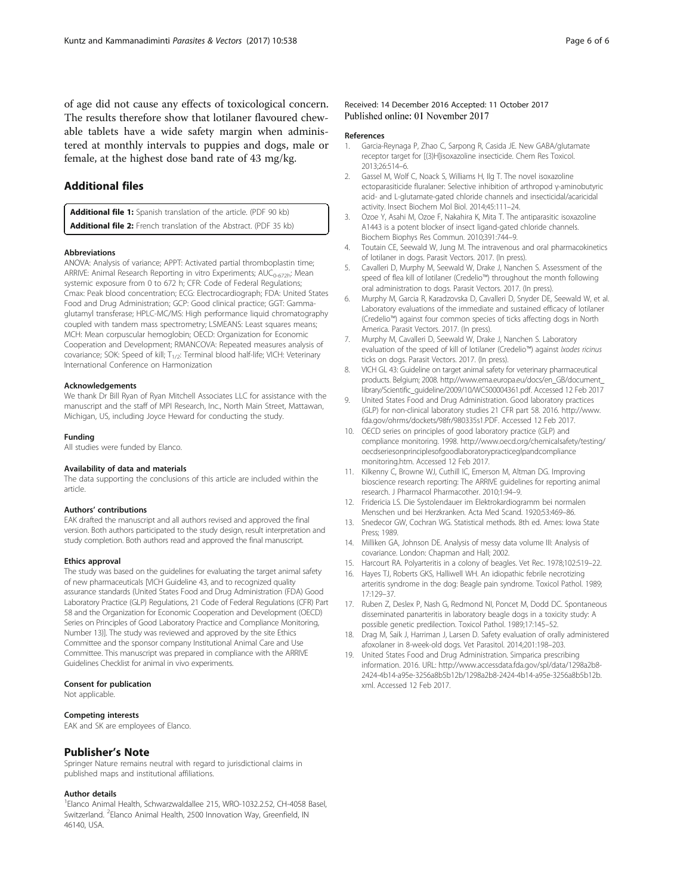of age did not cause any effects of toxicological concern. The results therefore show that lotilaner flavoured chewable tablets have a wide safety margin when administered at monthly intervals to puppies and dogs, male or female, at the highest dose band rate of 43 mg/kg.

## Additional files

**Additional file 1:** Spanish translation of the article. (PDF 90 kb)

**Additional file 2:** French translation of the Abstract. (PDF 35 kb)

#### Abbreviations

ANOVA: Analysis of variance; APPT: Activated partial thromboplastin time; ARRIVE: Animal Research Reporting in vitro Experiments; $AUC_{0-672h}$: Mean systemic exposure from 0 to 672 h; CFR: Code of Federal Regulations; Cmax: Peak blood concentration; ECG: Electrocardiograph; FDA: United States Food and Drug Administration; GCP: Good clinical practice; GGT: Gamma-glutamyl transferase; HPLC-MC/MS: High performance liquid chromatography coupled with tandem mass spectrometry; LSMEANS: Least squares means; MCH: Mean corpuscular hemoglobin; OECD: Organization for Economic Cooperation and Development; RMANCOVA: Repeated measures analysis of covariance; SOK: Speed of kill; $T_{1/2}$: Terminal blood half-life; VICH: Veterinary International Conference on Harmonization

#### Acknowledgements

We thank Dr Bill Ryan of Ryan Mitchell Associates LLC for assistance with the manuscript and the staff of MPI Research, Inc., North Main Street, Mattawan, Michigan, US, including Joyce Heward for conducting the study.

#### Funding

All studies were funded by Elanco.

#### Availability of data and materials

The data supporting the conclusions of this article are included within the article.

#### Authors' contributions

EAK drafted the manuscript and all authors revised and approved the final version. Both authors participated to the study design, result interpretation and study completion. Both authors read and approved the final manuscript.

#### Ethics approval

The study was based on the guidelines for evaluating the target animal safety of new pharmaceuticals [VICH Guideline 43, and to recognized quality assurance standards (United States Food and Drug Administration (FDA) Good Laboratory Practice (GLP) Regulations, 21 Code of Federal Regulations (CFR) Part 58 and the Organization for Economic Cooperation and Development (OECD) Series on Principles of Good Laboratory Practice and Compliance Monitoring, Number 13)]. The study was reviewed and approved by the site Ethics Committee and the sponsor company Institutional Animal Care and Use Committee. This manuscript was prepared in compliance with the ARRIVE Guidelines Checklist for animal in vivo experiments.

#### Consent for publication

Not applicable.

#### Competing interests

EAK and SK are employees of Elanco.

## Publisher's Note

Springer Nature remains neutral with regard to jurisdictional claims in published maps and institutional affiliations.

#### Author details

[1]Elanco Animal Health, Schwarzwaldallee 215, WRO-1032.2.52, CH-4058 Basel, Switzerland. [2]Elanco Animal Health, 2500 Innovation Way, Greenfield, IN 46140, USA.

Received: 14 December 2016 Accepted: 11 October 2017
Published online: 01 November 2017

#### References

1. Garcia-Reynaga P, Zhao C, Sarpong R, Casida JE. New GABA/glutamate receptor target for [(3)H]isoxazoline insecticide. Chem Res Toxicol. 2013;26:514–6.
2. Gassel M, Wolf C, Noack S, Williams H, Ilg T. The novel isoxazoline ectoparasiticide fluralaner: Selective inhibition of arthropod γ-aminobutyric acid- and L-glutamate-gated chloride channels and insecticidal/acaricidal activity. Insect Biochem Mol Biol. 2014;45:111–24.
3. Ozoe Y, Asahi M, Ozoe F, Nakahira K, Mita T. The antiparasitic isoxazoline A1443 is a potent blocker of insect ligand-gated chloride channels. Biochem Biophys Res Commun. 2010;391:744–9.
4. Toutain CE, Seewald W, Jung M. The intravenous and oral pharmacokinetics of lotilaner in dogs. Parasit Vectors. 2017. (In press).
5. Cavalleri D, Murphy M, Seewald W, Drake J, Nanchen S. Assessment of the speed of flea kill of lotilaner (Credelio™) throughout the month following oral administration to dogs. Parasit Vectors. 2017. (In press).
6. Murphy M, Garcia R, Karadzovska D, Cavalleri D, Snyder DE, Seewald W, et al. Laboratory evaluations of the immediate and sustained efficacy of lotilaner (Credelio™) against four common species of ticks affecting dogs in North America. Parasit Vectors. 2017. (In press).
7. Murphy M, Cavalleri D, Seewald W, Drake J, Nanchen S. Laboratory evaluation of the speed of kill of lotilaner (Credelio™) against *Ixodes ricinus* ticks on dogs. Parasit Vectors. 2017. (In press).
8. VICH GL 43: Guideline on target animal safety for veterinary pharmaceutical products. Belgium; 2008. http://www.ema.europa.eu/docs/en_GB/document_library/Scientific_guideline/2009/10/WC500004361.pdf. Accessed 12 Feb 2017
9. United States Food and Drug Administration. Good laboratory practices (GLP) for non-clinical laboratory studies 21 CFR part 58. 2016. http://www.fda.gov/ohrms/dockets/98fr/980335s1.PDF. Accessed 12 Feb 2017.
10. OECD series on principles of good laboratory practice (GLP) and compliance monitoring. 1998. http://www.oecd.org/chemicalsafety/testing/oecdseriesonprinciplesofgoodlaboratorypracticeglpandcompliancemonitoring.htm. Accessed 12 Feb 2017.
11. Kilkenny C, Browne WJ, Cuthill IC, Emerson M, Altman DG. Improving bioscience research reporting: The ARRIVE guidelines for reporting animal research. J Pharmacol Pharmacother. 2010;1:94–9.
12. Fridericia LS. Die Systolendauer im Elektrokardiogramm bei normalen Menschen und bei Herzkranken. Acta Med Scand. 1920;53:469–86.
13. Snedecor GW, Cochran WG. Statistical methods. 8th ed. Ames: Iowa State Press; 1989.
14. Milliken GA, Johnson DE. Analysis of messy data volume III: Analysis of covariance. London: Chapman and Hall; 2002.
15. Harcourt RA. Polyarteritis in a colony of beagles. Vet Rec. 1978;102:519–22.
16. Hayes TJ, Roberts GKS, Halliwell WH. An idiopathic febrile necrotizing arteritis syndrome in the dog: Beagle pain syndrome. Toxicol Pathol. 1989;17:129–37.
17. Ruben Z, Deslex P, Nash G, Redmond NI, Poncet M, Dodd DC. Spontaneous disseminated panarteritis in laboratory beagle dogs in a toxicity study: A possible genetic predilection. Toxicol Pathol. 1989;17:145–52.
18. Drag M, Saik J, Harriman J, Larsen D. Safety evaluation of orally administered afoxolaner in 8-week-old dogs. Vet Parasitol. 2014;201:198–203.
19. United States Food and Drug Administration. Simparica prescribing information. 2016. URL: http://www.accessdata.fda.gov/spl/data/1298a2b8-2424-4b14-a95e-3256a8b5b12b/1298a2b8-2424-4b14-a95e-3256a8b5b12b.xml. Accessed 12 Feb 2017.